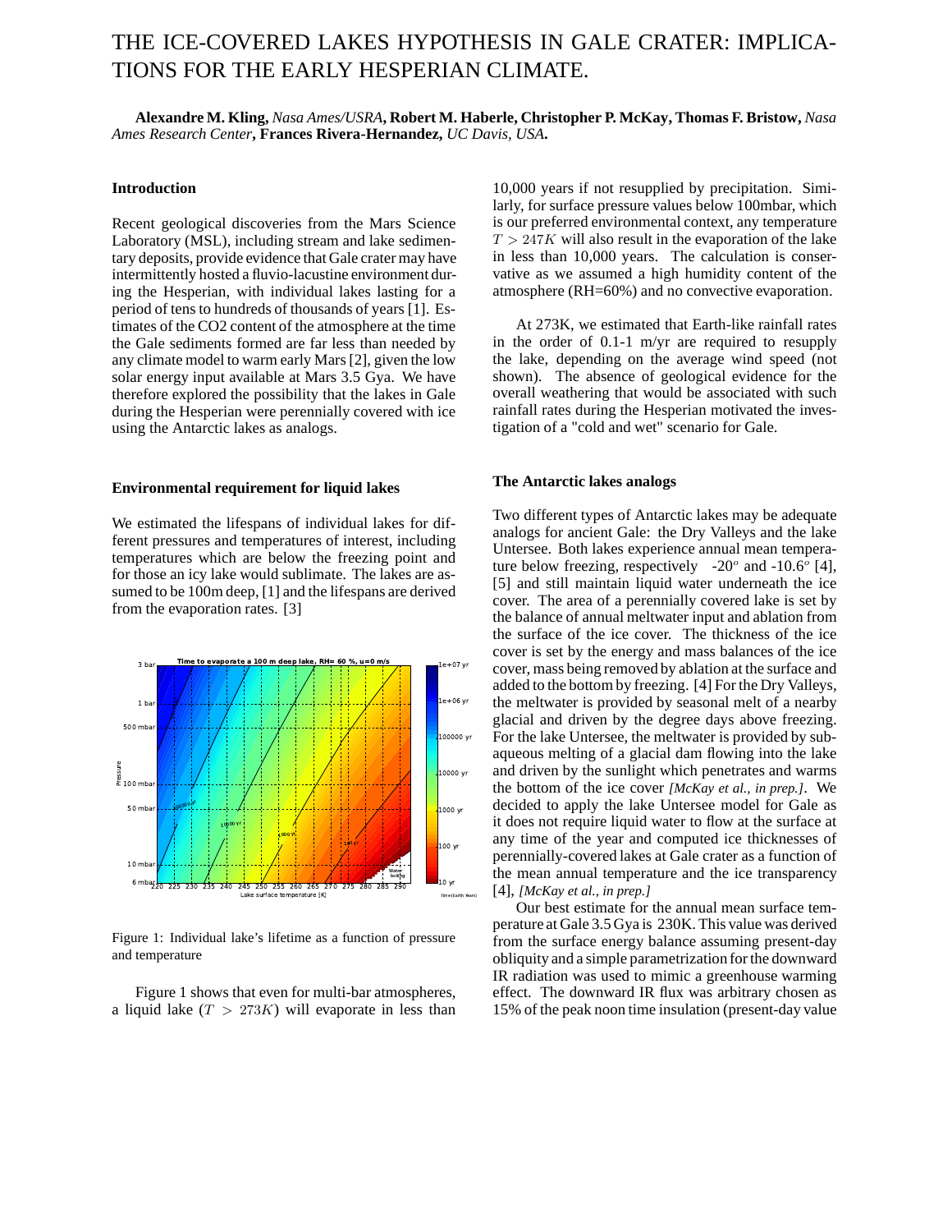# THE ICE-COVERED LAKES HYPOTHESIS IN GALE CRATER: IMPLICATIONS FOR THE EARLY HESPERIAN CLIMATE.

**Alexandre M. Kling,** *Nasa Ames/USRA*, **Robert M. Haberle, Christopher P. McKay, Thomas F. Bristow,** *Nasa Ames Research Center*, **Frances Rivera-Hernandez,** *UC Davis, USA*.

### Introduction

Recent geological discoveries from the Mars Science Laboratory (MSL), including stream and lake sedimentary deposits, provide evidence that Gale crater may have intermittently hosted a fluvio-lacustine environment during the Hesperian, with individual lakes lasting for a period of tens to hundreds of thousands of years [1]. Estimates of the CO2 content of the atmosphere at the time the Gale sediments formed are far less than needed by any climate model to warm early Mars [2], given the low solar energy input available at Mars 3.5 Gya. We have therefore explored the possibility that the lakes in Gale during the Hesperian were perennially covered with ice using the Antarctic lakes as analogs.

### Environmental requirement for liquid lakes

We estimated the lifespans of individual lakes for different pressures and temperatures of interest, including temperatures which are below the freezing point and for those an icy lake would sublimate. The lakes are assumed to be 100m deep, [1] and the lifespans are derived from the evaporation rates. [3]

Figure 1: Individual lake's lifetime as a function of pressure and temperature

Figure 1 shows that even for multi-bar atmospheres, a liquid lake ($T > 273K$) will evaporate in less than 10,000 years if not resupplied by precipitation. Similarly, for surface pressure values below 100mbar, which is our preferred environmental context, any temperature $T > 247K$ will also result in the evaporation of the lake in less than 10,000 years. The calculation is conservative as we assumed a high humidity content of the atmosphere (RH=60%) and no convective evaporation.

At 273K, we estimated that Earth-like rainfall rates in the order of 0.1-1 m/yr are required to resupply the lake, depending on the average wind speed (not shown). The absence of geological evidence for the overall weathering that would be associated with such rainfall rates during the Hesperian motivated the investigation of a "cold and wet" scenario for Gale.

### The Antarctic lakes analogs

Two different types of Antarctic lakes may be adequate analogs for ancient Gale: the Dry Valleys and the lake Untersee. Both lakes experience annual mean temperature below freezing, respectively -20$^o$ and -10.6$^o$ [4], [5] and still maintain liquid water underneath the ice cover. The area of a perennially covered lake is set by the balance of annual meltwater input and ablation from the surface of the ice cover. The thickness of the ice cover is set by the energy and mass balances of the ice cover, mass being removed by ablation at the surface and added to the bottom by freezing. [4] For the Dry Valleys, the meltwater is provided by seasonal melt of a nearby glacial and driven by the degree days above freezing. For the lake Untersee, the meltwater is provided by subaqueous melting of a glacial dam flowing into the lake and driven by the sunlight which penetrates and warms the bottom of the ice cover *[McKay et al., in prep.]*. We decided to apply the lake Untersee model for Gale as it does not require liquid water to flow at the surface at any time of the year and computed ice thicknesses of perennially-covered lakes at Gale crater as a function of the mean annual temperature and the ice transparency [4], *[McKay et al., in prep.]*

Our best estimate for the annual mean surface temperature at Gale 3.5 Gya is 230K. This value was derived from the surface energy balance assuming present-day obliquity and a simple parametrization for the downward IR radiation was used to mimic a greenhouse warming effect. The downward IR flux was arbitrary chosen as 15% of the peak noon time insulation (present-day value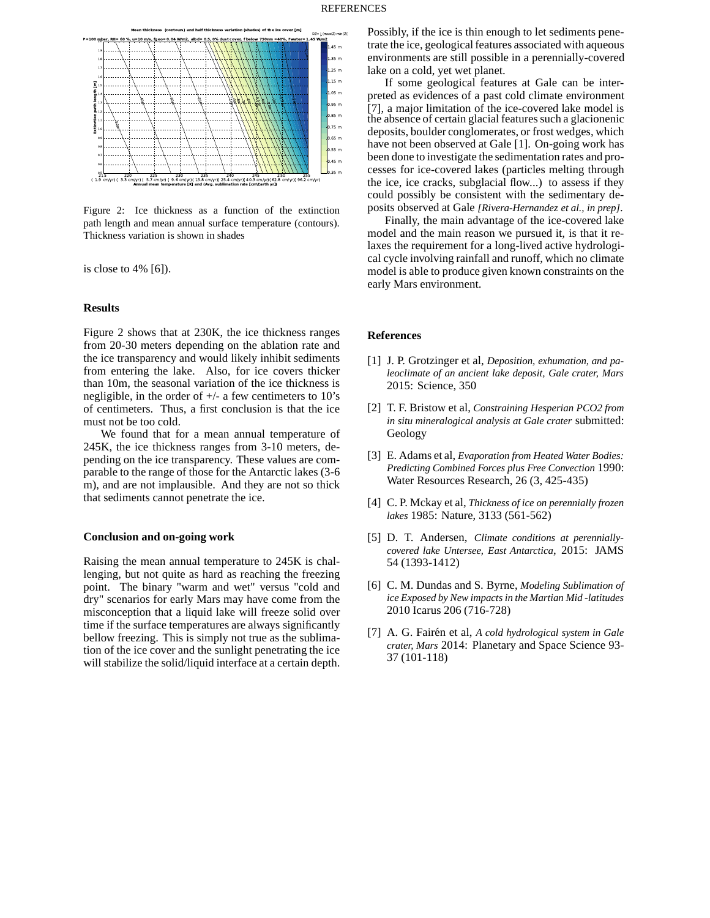Mean thickness (contours) and half thickness variation (shades) of the ice cover [m]

P=100 mbar, RH= 60 %, u=10 m/s, fgeo= 0.04 W/m2, albd= 0.5, 0% dust cover, f below 750nm =40%, Fwater= 1.45 W/m2

Extinction path length [m]

Annual mean temperature [K] and (Avg. sublimation rate [cm/Earth yr])

( 1.9 cm/yr) ( 3.3 cm/yr) ( 5.7 cm/yr) ( 9.6 cm/yr) ( 15.8 cm/yr) ( 25.4 cm/yr) ( 40.3 cm/yr) ( 62.8 cm/yr) ( 96.2 cm/yr)

Figure 2: Ice thickness as a function of the extinction path length and mean annual surface temperature (contours). Thickness variation is shown in shades

is close to 4% [6]).

## Results

Figure 2 shows that at 230K, the ice thickness ranges from 20-30 meters depending on the ablation rate and the ice transparency and would likely inhibit sediments from entering the lake. Also, for ice covers thicker than 10m, the seasonal variation of the ice thickness is negligible, in the order of +/- a few centimeters to 10's of centimeters. Thus, a first conclusion is that the ice must not be too cold.

We found that for a mean annual temperature of 245K, the ice thickness ranges from 3-10 meters, depending on the ice transparency. These values are comparable to the range of those for the Antarctic lakes (3-6 m), and are not implausible. And they are not so thick that sediments cannot penetrate the ice.

## Conclusion and on-going work

Raising the mean annual temperature to 245K is challenging, but not quite as hard as reaching the freezing point. The binary "warm and wet" versus "cold and dry" scenarios for early Mars may have come from the misconception that a liquid lake will freeze solid over time if the surface temperatures are always significantly bellow freezing. This is simply not true as the sublimation of the ice cover and the sunlight penetrating the ice will stabilize the solid/liquid interface at a certain depth. Possibly, if the ice is thin enough to let sediments penetrate the ice, geological features associated with aqueous environments are still possible in a perennially-covered lake on a cold, yet wet planet.

If some geological features at Gale can be interpreted as evidences of a past cold climate environment [7], a major limitation of the ice-covered lake model is the absence of certain glacial features such a glacionenic deposits, boulder conglomerates, or frost wedges, which have not been observed at Gale [1]. On-going work has been done to investigate the sedimentation rates and processes for ice-covered lakes (particles melting through the ice, ice cracks, subglacial flow...) to assess if they could possibly be consistent with the sedimentary deposits observed at Gale *[Rivera-Hernandez et al., in prep]*.

Finally, the main advantage of the ice-covered lake model and the main reason we pursued it, is that it relaxes the requirement for a long-lived active hydrological cycle involving rainfall and runoff, which no climate model is able to produce given known constraints on the early Mars environment.

## References

[1] J. P. Grotzinger et al, *Deposition, exhumation, and paleoclimate of an ancient lake deposit, Gale crater, Mars* 2015: Science, 350

[2] T. F. Bristow et al, *Constraining Hesperian PCO2 from in situ mineralogical analysis at Gale crater* submitted: Geology

[3] E. Adams et al, *Evaporation from Heated Water Bodies: Predicting Combined Forces plus Free Convection* 1990: Water Resources Research, 26 (3, 425-435)

[4] C. P. Mckay et al, *Thickness of ice on perennially frozen lakes* 1985: Nature, 3133 (561-562)

[5] D. T. Andersen, *Climate conditions at perennially-covered lake Untersee, East Antarctica*, 2015: JAMS 54 (1393-1412)

[6] C. M. Dundas and S. Byrne, *Modeling Sublimation of ice Exposed by New impacts in the Martian Mid -latitudes* 2010 Icarus 206 (716-728)

[7] A. G. Fairén et al, *A cold hydrological system in Gale crater, Mars* 2014: Planetary and Space Science 93-37 (101-118)